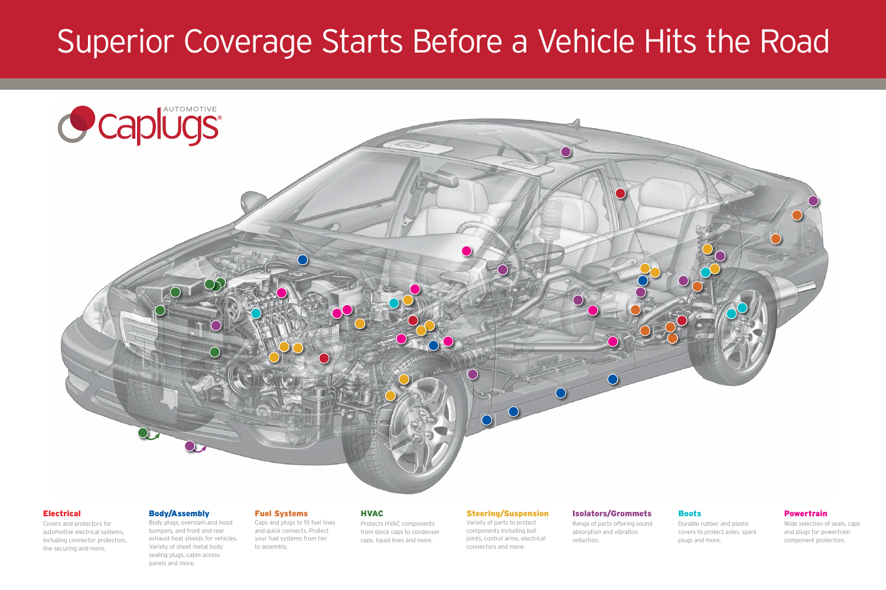# Superior Coverage Starts Before a Vehicle Hits the Road

AUTOMOTIVE caplugs®

### Electrical
Covers and protectors for automotive electrical systems, including connector protection, line securing and more.

### Body/Assembly
Body plugs, overslam and hood bumpers, and front and rear exhaust heat shields for vehicles. Variety of sheet metal body sealing plugs, cabin access panels and more.

### Fuel Systems
Caps and plugs to fit fuel lines and quick connects. Protect your fuel systems from tier to assembly.

### HVAC
Protects HVAC components from block caps to condenser caps, liquid lines and more.

### Steering/Suspension
Variety of parts to protect components including ball joints, control arms, electrical connectors and more.

### Isolators/Grommets
Range of parts offering sound absorption and vibration reduction.

### Boots
Durable rubber and plastic covers to protect axles, spark plugs and more.

### Powertrain
Wide selection of seals, caps and plugs for powertrain component protection.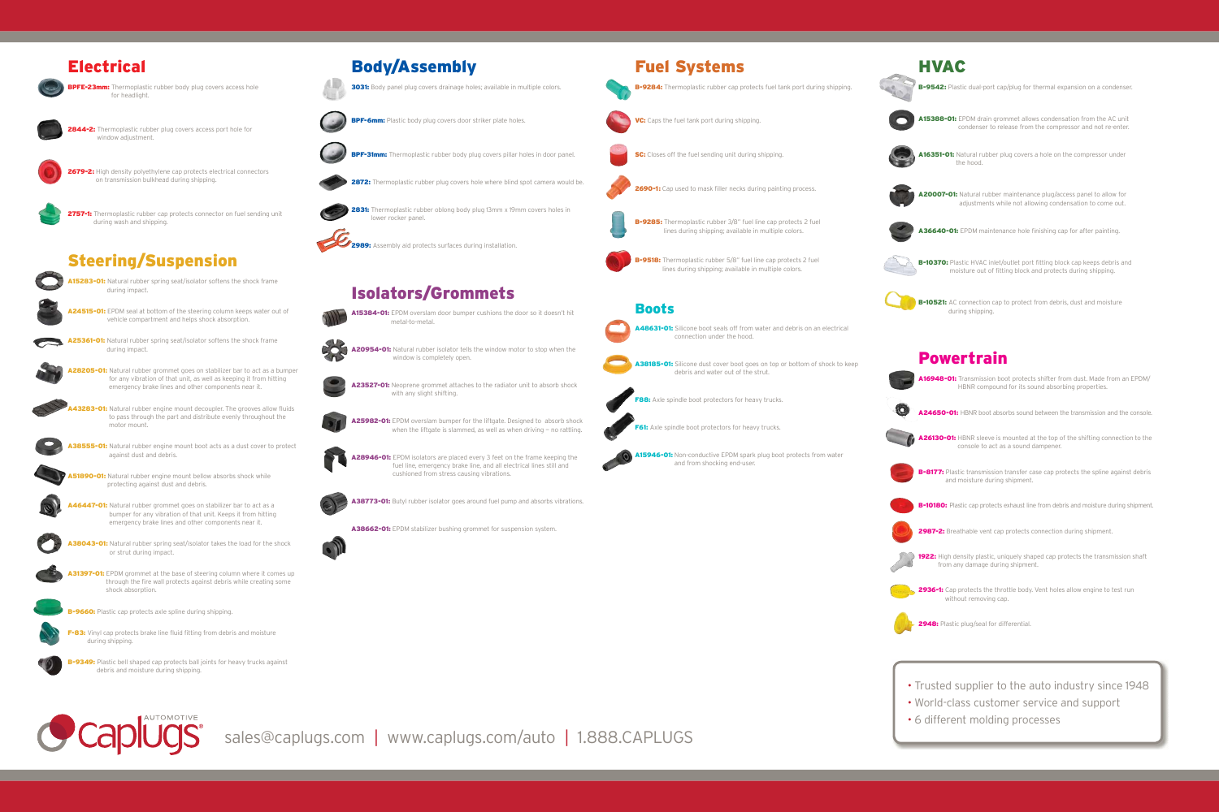## Electrical

**BPFE-23mm:** Thermoplastic rubber body plug covers access hole for headlight.

**2844-2:** Thermoplastic rubber plug covers access port hole for window adjustment.

**2679-2:** High density polyethylene cap protects electrical connectors on transmission bulkhead during shipping.

**2757-1:** Thermoplastic rubber cap protects connector on fuel sending unit during wash and shipping.

## Steering/Suspension

**A15283-01:** Natural rubber spring seat/isolator softens the shock frame during impact.

**A24515-01:** EPDM seal at bottom of the steering column keeps water out of vehicle compartment and helps shock absorption.

**A25361-01:** Natural rubber spring seat/isolator softens the shock frame during impact.

**A28205-01:** Natural rubber grommet goes on stabilizer bar to act as a bumper for any vibration of that unit, as well as keeping it from hitting emergency brake lines and other components near it.

**A43283-01:** Natural rubber engine mount decoupler. The grooves allow fluids to pass through the part and distribute evenly throughout the motor mount.

**A38555-01:** Natural rubber engine mount boot acts as a dust cover to protect against dust and debris.

**A51890-01:** Natural rubber engine mount bellow absorbs shock while protecting against dust and debris.

**A46447-01:** Natural rubber grommet goes on stabilizer bar to act as a bumper for any vibration of that unit. Keeps it from hitting emergency brake lines and other components near it.

**A38043-01:** Natural rubber spring seat/isolator takes the load for the shock or strut during impact.

**A31397-01:** EPDM grommet at the base of steering column where it comes up through the fire wall protects against debris while creating some shock absorption.

**B-9660:** Plastic cap protects axle spline during shipping.

**F-83:** Vinyl cap protects brake line fluid fitting from debris and moisture during shipping.

**B-9349:** Plastic bell shaped cap protects ball joints for heavy trucks against debris and moisture during shipping.

## Body/Assembly

**3031:** Body panel plug covers drainage holes; available in multiple colors.

**BPF-6mm:** Plastic body plug covers door striker plate holes.

**BPF-31mm:** Thermoplastic rubber body plug covers pillar holes in door panel.

**2872:** Thermoplastic rubber plug covers hole where blind spot camera would be.

**2831:** Thermoplastic rubber oblong body plug 13mm x 19mm covers holes in lower rocker panel.

**2989:** Assembly aid protects surfaces during installation.

## Isolators/Grommets

**A15384-01:** EPDM overslam door bumper cushions the door so it doesn't hit metal-to-metal.

**A20954-01:** Natural rubber isolator tells the window motor to stop when the window is completely open.

**A23527-01:** Neoprene grommet attaches to the radiator unit to absorb shock with any slight shifting.

**A25982-01:** EPDM overslam bumper for the liftgate. Designed to absorb shock when the liftgate is slammed, as well as when driving – no rattling.

**A28946-01:** EPDM isolators are placed every 3 feet on the frame keeping the fuel line, emergency brake line, and all electrical lines still and cushioned from stress causing vibrations.

**A38773-01:** Butyl rubber isolator goes around fuel pump and absorbs vibrations.

**A38662-01:** EPDM stabilizer bushing grommet for suspension system.

## Fuel Systems

**B-9284:** Thermoplastic rubber cap protects fuel tank port during shipping.

**VC:** Caps the fuel tank port during shipping.

**SC:** Closes off the fuel sending unit during shipping.

**2690-1:** Cap used to mask filler necks during painting process.

**B-9285:** Thermoplastic rubber 3/8" fuel line cap protects 2 fuel lines during shipping; available in multiple colors.

**B-9518:** Thermoplastic rubber 5/8" fuel line cap protects 2 fuel lines during shipping; available in multiple colors.

## Boots

**A48631-01:** Silicone boot seals off from water and debris on an electrical connection under the hood.

**A38185-01:** Silicone dust cover boot goes on top or bottom of shock to keep debris and water out of the strut.

**F88:** Axle spindle boot protectors for heavy trucks.

**F61:** Axle spindle boot protectors for heavy trucks.

**A15946-01:** Non-conductive EPDM spark plug boot protects from water and from shocking end-user.

## HVAC

**B-9542:** Plastic dual-port cap/plug for thermal expansion on a condenser.

**A15388-01:** EPDM drain grommet allows condensation from the AC unit condenser to release from the compressor and not re-enter.

**A16351-01:** Natural rubber plug covers a hole on the compressor under the hood.

**A20007-01:** Natural rubber maintenance plug/access panel to allow for adjustments while not allowing condensation to come out.

**A36640-01:** EPDM maintenance hole finishing cap for after painting.

**B-10370:** Plastic HVAC inlet/outlet port fitting block cap keeps debris and moisture out of fitting block and protects during shipping.

**B-10521:** AC connection cap to protect from debris, dust and moisture during shipping.

## Powertrain

**A16948-01:** Transmission boot protects shifter from dust. Made from an EPDM/ HBNR compound for its sound absorbing properties.

**A24650-01:** HBNR boot absorbs sound between the transmission and the console.

**A26130-01:** HBNR sleeve is mounted at the top of the shifting connection to the console to act as a sound dampener.

**B-8177:** Plastic transmission transfer case cap protects the spline against debris and moisture during shipment.

**B-10180:** Plastic cap protects exhaust line from debris and moisture during shipment.

**2987-2:** Breathable vent cap protects connection during shipment.

**1922:** High density plastic, uniquely shaped cap protects the transmission shaft from any damage during shipment.

**2936-1:** Cap protects the throttle body. Vent holes allow engine to test run without removing cap.

**2948:** Plastic plug/seal for differential.

- Trusted supplier to the auto industry since 1948
- World-class customer service and support
- 6 different molding processes

Caplugs® Automotive

sales@caplugs.com | www.caplugs.com/auto | 1.888.CAPLUGS